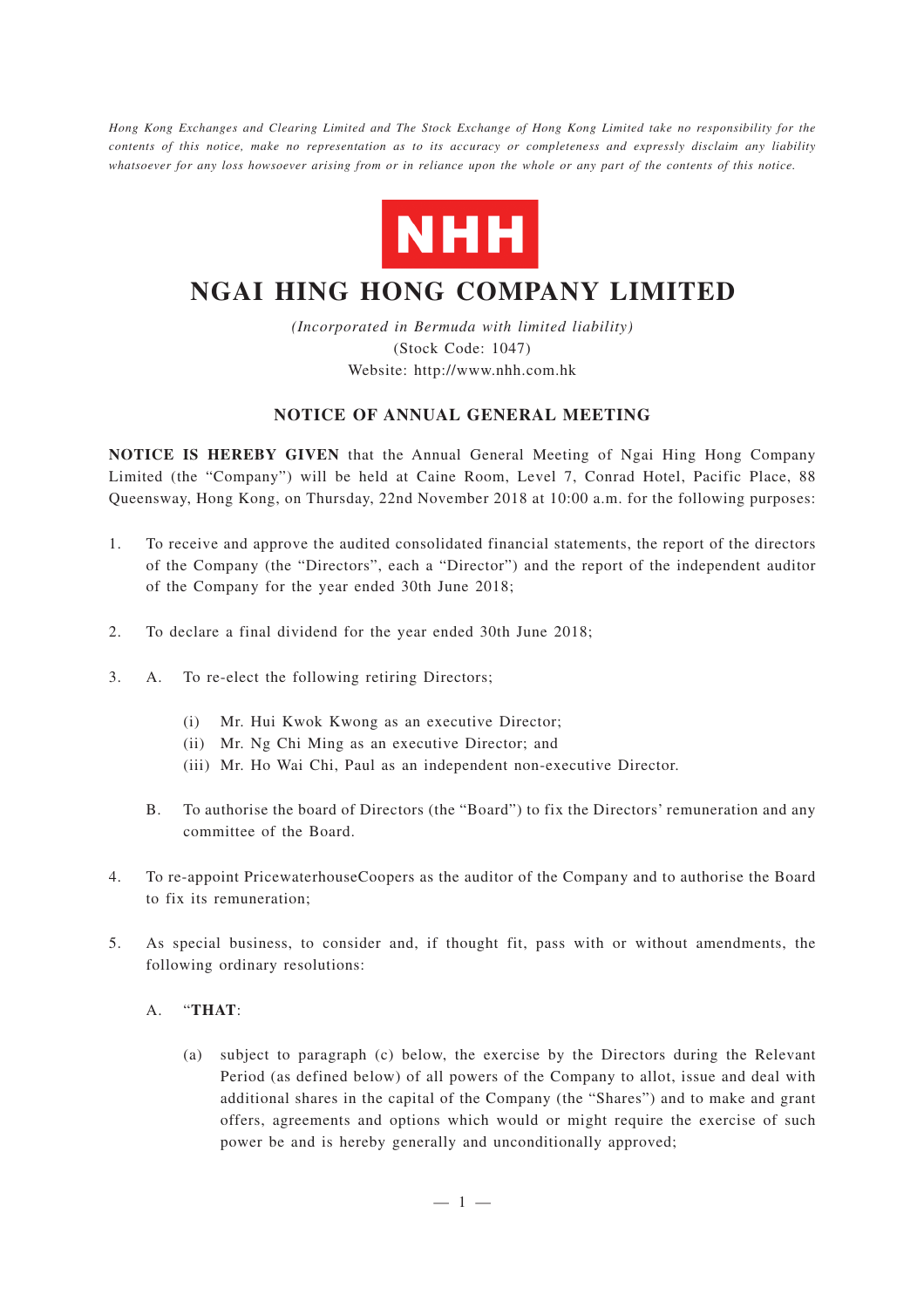*Hong Kong Exchanges and Clearing Limited and The Stock Exchange of Hong Kong Limited take no responsibility for the contents of this notice, make no representation as to its accuracy or completeness and expressly disclaim any liability whatsoever for any loss howsoever arising from or in reliance upon the whole or any part of the contents of this notice.*

NHH

# NGAI HING HONG COMPANY LIMITED

*(Incorporated in Bermuda with limited liability)*
(Stock Code: 1047)
Website: http://www.nhh.com.hk

## NOTICE OF ANNUAL GENERAL MEETING

**NOTICE IS HEREBY GIVEN** that the Annual General Meeting of Ngai Hing Hong Company Limited (the "Company") will be held at Caine Room, Level 7, Conrad Hotel, Pacific Place, 88 Queensway, Hong Kong, on Thursday, 22nd November 2018 at 10:00 a.m. for the following purposes:

1. To receive and approve the audited consolidated financial statements, the report of the directors of the Company (the "Directors", each a "Director") and the report of the independent auditor of the Company for the year ended 30th June 2018;

2. To declare a final dividend for the year ended 30th June 2018;

3. A. To re-elect the following retiring Directors;

   (i) Mr. Hui Kwok Kwong as an executive Director;
   (ii) Mr. Ng Chi Ming as an executive Director; and
   (iii) Mr. Ho Wai Chi, Paul as an independent non-executive Director.

   B. To authorise the board of Directors (the "Board") to fix the Directors' remuneration and any committee of the Board.

4. To re-appoint PricewaterhouseCoopers as the auditor of the Company and to authorise the Board to fix its remuneration;

5. As special business, to consider and, if thought fit, pass with or without amendments, the following ordinary resolutions:

   A. "**THAT**:

   (a) subject to paragraph (c) below, the exercise by the Directors during the Relevant Period (as defined below) of all powers of the Company to allot, issue and deal with additional shares in the capital of the Company (the "Shares") and to make and grant offers, agreements and options which would or might require the exercise of such power be and is hereby generally and unconditionally approved;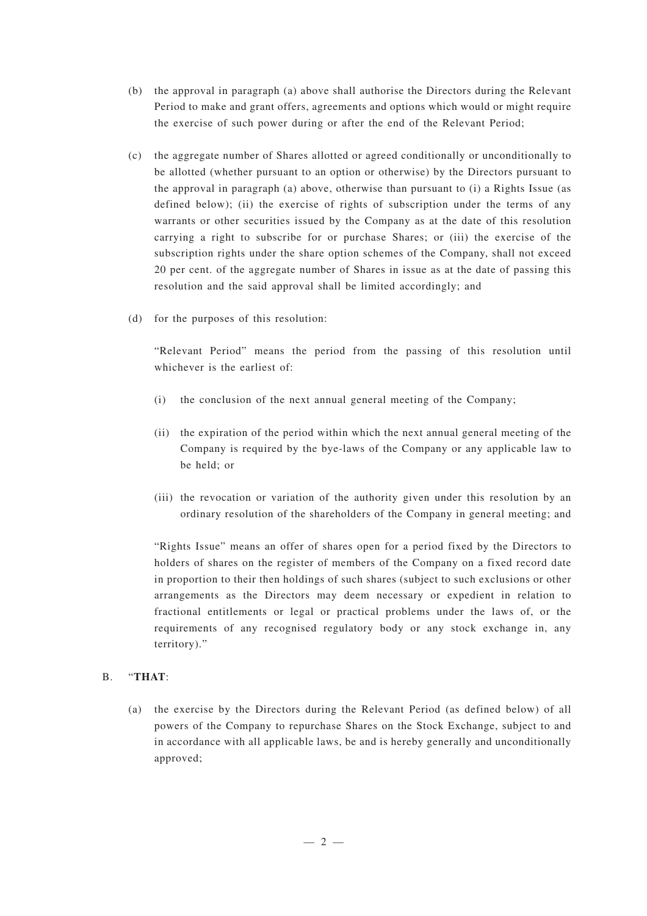(b) the approval in paragraph (a) above shall authorise the Directors during the Relevant Period to make and grant offers, agreements and options which would or might require the exercise of such power during or after the end of the Relevant Period;

(c) the aggregate number of Shares allotted or agreed conditionally or unconditionally to be allotted (whether pursuant to an option or otherwise) by the Directors pursuant to the approval in paragraph (a) above, otherwise than pursuant to (i) a Rights Issue (as defined below); (ii) the exercise of rights of subscription under the terms of any warrants or other securities issued by the Company as at the date of this resolution carrying a right to subscribe for or purchase Shares; or (iii) the exercise of the subscription rights under the share option schemes of the Company, shall not exceed 20 per cent. of the aggregate number of Shares in issue as at the date of passing this resolution and the said approval shall be limited accordingly; and

(d) for the purposes of this resolution:

"Relevant Period" means the period from the passing of this resolution until whichever is the earliest of:

(i) the conclusion of the next annual general meeting of the Company;

(ii) the expiration of the period within which the next annual general meeting of the Company is required by the bye-laws of the Company or any applicable law to be held; or

(iii) the revocation or variation of the authority given under this resolution by an ordinary resolution of the shareholders of the Company in general meeting; and

"Rights Issue" means an offer of shares open for a period fixed by the Directors to holders of shares on the register of members of the Company on a fixed record date in proportion to their then holdings of such shares (subject to such exclusions or other arrangements as the Directors may deem necessary or expedient in relation to fractional entitlements or legal or practical problems under the laws of, or the requirements of any recognised regulatory body or any stock exchange in, any territory)."

B. "**THAT**:

(a) the exercise by the Directors during the Relevant Period (as defined below) of all powers of the Company to repurchase Shares on the Stock Exchange, subject to and in accordance with all applicable laws, be and is hereby generally and unconditionally approved;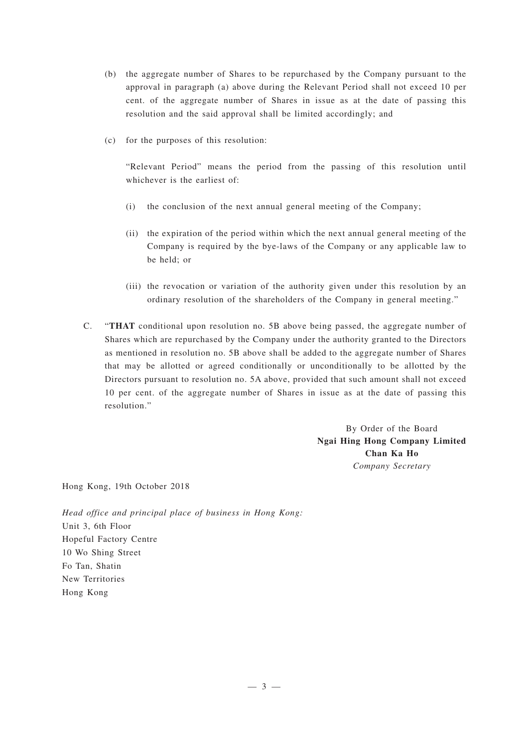(b) the aggregate number of Shares to be repurchased by the Company pursuant to the approval in paragraph (a) above during the Relevant Period shall not exceed 10 per cent. of the aggregate number of Shares in issue as at the date of passing this resolution and the said approval shall be limited accordingly; and

(c) for the purposes of this resolution:

"Relevant Period" means the period from the passing of this resolution until whichever is the earliest of:

(i) the conclusion of the next annual general meeting of the Company;

(ii) the expiration of the period within which the next annual general meeting of the Company is required by the bye-laws of the Company or any applicable law to be held; or

(iii) the revocation or variation of the authority given under this resolution by an ordinary resolution of the shareholders of the Company in general meeting."

C. "**THAT** conditional upon resolution no. 5B above being passed, the aggregate number of Shares which are repurchased by the Company under the authority granted to the Directors as mentioned in resolution no. 5B above shall be added to the aggregate number of Shares that may be allotted or agreed conditionally or unconditionally to be allotted by the Directors pursuant to resolution no. 5A above, provided that such amount shall not exceed 10 per cent. of the aggregate number of Shares in issue as at the date of passing this resolution."

By Order of the Board
**Ngai Hing Hong Company Limited**
**Chan Ka Ho**
*Company Secretary*

Hong Kong, 19th October 2018

*Head office and principal place of business in Hong Kong:*
Unit 3, 6th Floor
Hopeful Factory Centre
10 Wo Shing Street
Fo Tan, Shatin
New Territories
Hong Kong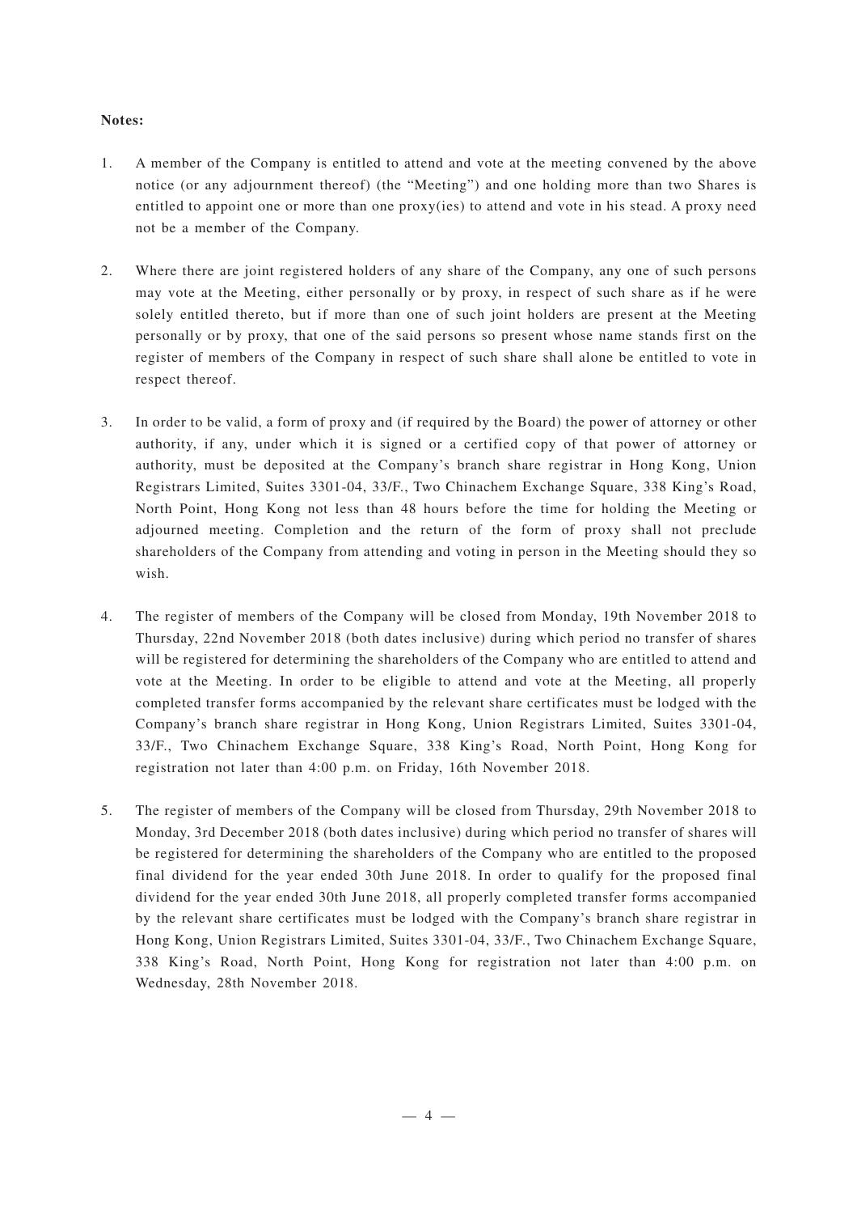**Notes:**

1. A member of the Company is entitled to attend and vote at the meeting convened by the above notice (or any adjournment thereof) (the "Meeting") and one holding more than two Shares is entitled to appoint one or more than one proxy(ies) to attend and vote in his stead. A proxy need not be a member of the Company.

2. Where there are joint registered holders of any share of the Company, any one of such persons may vote at the Meeting, either personally or by proxy, in respect of such share as if he were solely entitled thereto, but if more than one of such joint holders are present at the Meeting personally or by proxy, that one of the said persons so present whose name stands first on the register of members of the Company in respect of such share shall alone be entitled to vote in respect thereof.

3. In order to be valid, a form of proxy and (if required by the Board) the power of attorney or other authority, if any, under which it is signed or a certified copy of that power of attorney or authority, must be deposited at the Company's branch share registrar in Hong Kong, Union Registrars Limited, Suites 3301-04, 33/F., Two Chinachem Exchange Square, 338 King's Road, North Point, Hong Kong not less than 48 hours before the time for holding the Meeting or adjourned meeting. Completion and the return of the form of proxy shall not preclude shareholders of the Company from attending and voting in person in the Meeting should they so wish.

4. The register of members of the Company will be closed from Monday, 19th November 2018 to Thursday, 22nd November 2018 (both dates inclusive) during which period no transfer of shares will be registered for determining the shareholders of the Company who are entitled to attend and vote at the Meeting. In order to be eligible to attend and vote at the Meeting, all properly completed transfer forms accompanied by the relevant share certificates must be lodged with the Company's branch share registrar in Hong Kong, Union Registrars Limited, Suites 3301-04, 33/F., Two Chinachem Exchange Square, 338 King's Road, North Point, Hong Kong for registration not later than 4:00 p.m. on Friday, 16th November 2018.

5. The register of members of the Company will be closed from Thursday, 29th November 2018 to Monday, 3rd December 2018 (both dates inclusive) during which period no transfer of shares will be registered for determining the shareholders of the Company who are entitled to the proposed final dividend for the year ended 30th June 2018. In order to qualify for the proposed final dividend for the year ended 30th June 2018, all properly completed transfer forms accompanied by the relevant share certificates must be lodged with the Company's branch share registrar in Hong Kong, Union Registrars Limited, Suites 3301-04, 33/F., Two Chinachem Exchange Square, 338 King's Road, North Point, Hong Kong for registration not later than 4:00 p.m. on Wednesday, 28th November 2018.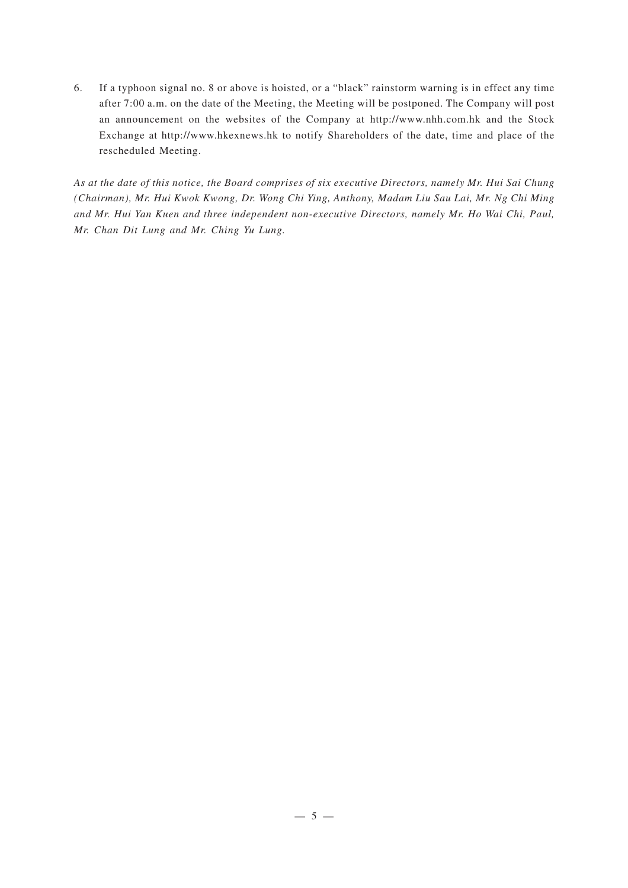6. If a typhoon signal no. 8 or above is hoisted, or a "black" rainstorm warning is in effect any time after 7:00 a.m. on the date of the Meeting, the Meeting will be postponed. The Company will post an announcement on the websites of the Company at http://www.nhh.com.hk and the Stock Exchange at http://www.hkexnews.hk to notify Shareholders of the date, time and place of the rescheduled Meeting.

*As at the date of this notice, the Board comprises of six executive Directors, namely Mr. Hui Sai Chung (Chairman), Mr. Hui Kwok Kwong, Dr. Wong Chi Ying, Anthony, Madam Liu Sau Lai, Mr. Ng Chi Ming and Mr. Hui Yan Kuen and three independent non-executive Directors, namely Mr. Ho Wai Chi, Paul, Mr. Chan Dit Lung and Mr. Ching Yu Lung.*